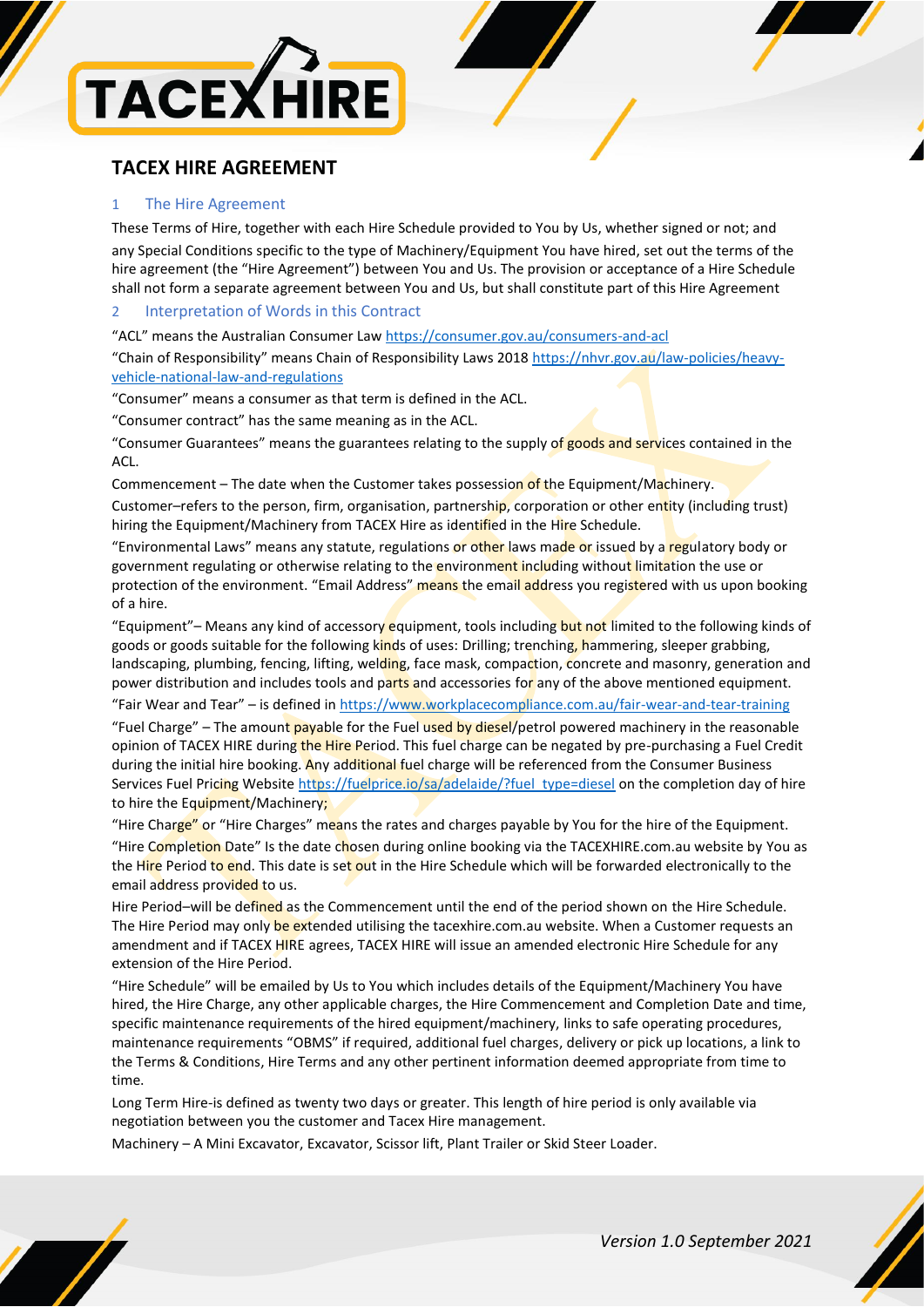# TACEX HIRE AGREEMENT

## 1 The Hire Agreement

These Terms of Hire, together with each Hire Schedule provided to You by Us, whether signed or not; and any Special Conditions specific to the type of Machinery/Equipment You have hired, set out the terms of the hire agreement (the "Hire Agreement") between You and Us. The provision or acceptance of a Hire Schedule shall not form a separate agreement between You and Us, but shall constitute part of this Hire Agreement

## 2 Interpretation of Words in this Contract

"ACL" means the Australian Consumer Law https://consumer.gov.au/consumers-and-acl

"Chain of Responsibility" means Chain of Responsibility Laws 2018 https://nhvr.gov.au/law-policies/heavy-vehicle-national-law-and-regulations

"Consumer" means a consumer as that term is defined in the ACL.

"Consumer contract" has the same meaning as in the ACL.

"Consumer Guarantees" means the guarantees relating to the supply of goods and services contained in the ACL.

Commencement – The date when the Customer takes possession of the Equipment/Machinery.

Customer–refers to the person, firm, organisation, partnership, corporation or other entity (including trust) hiring the Equipment/Machinery from TACEX Hire as identified in the Hire Schedule.

"Environmental Laws" means any statute, regulations or other laws made or issued by a regulatory body or government regulating or otherwise relating to the environment including without limitation the use or protection of the environment. "Email Address" means the email address you registered with us upon booking of a hire.

"Equipment"– Means any kind of accessory equipment, tools including but not limited to the following kinds of goods or goods suitable for the following kinds of uses: Drilling; trenching, hammering, sleeper grabbing, landscaping, plumbing, fencing, lifting, welding, face mask, compaction, concrete and masonry, generation and power distribution and includes tools and parts and accessories for any of the above mentioned equipment.

"Fair Wear and Tear" – is defined in https://www.workplacecompliance.com.au/fair-wear-and-tear-training

"Fuel Charge" – The amount payable for the Fuel used by diesel/petrol powered machinery in the reasonable opinion of TACEX HIRE during the Hire Period. This fuel charge can be negated by pre-purchasing a Fuel Credit during the initial hire booking. Any additional fuel charge will be referenced from the Consumer Business Services Fuel Pricing Website https://fuelprice.io/sa/adelaide/?fuel_type=diesel on the completion day of hire to hire the Equipment/Machinery;

"Hire Charge" or "Hire Charges" means the rates and charges payable by You for the hire of the Equipment.

"Hire Completion Date" Is the date chosen during online booking via the TACEXHIRE.com.au website by You as the Hire Period to end. This date is set out in the Hire Schedule which will be forwarded electronically to the email address provided to us.

Hire Period–will be defined as the Commencement until the end of the period shown on the Hire Schedule. The Hire Period may only be extended utilising the tacexhire.com.au website. When a Customer requests an amendment and if TACEX HIRE agrees, TACEX HIRE will issue an amended electronic Hire Schedule for any extension of the Hire Period.

"Hire Schedule" will be emailed by Us to You which includes details of the Equipment/Machinery You have hired, the Hire Charge, any other applicable charges, the Hire Commencement and Completion Date and time, specific maintenance requirements of the hired equipment/machinery, links to safe operating procedures, maintenance requirements "OBMS" if required, additional fuel charges, delivery or pick up locations, a link to the Terms & Conditions, Hire Terms and any other pertinent information deemed appropriate from time to time.

Long Term Hire-is defined as twenty two days or greater. This length of hire period is only available via negotiation between you the customer and Tacex Hire management.

Machinery – A Mini Excavator, Excavator, Scissor lift, Plant Trailer or Skid Steer Loader.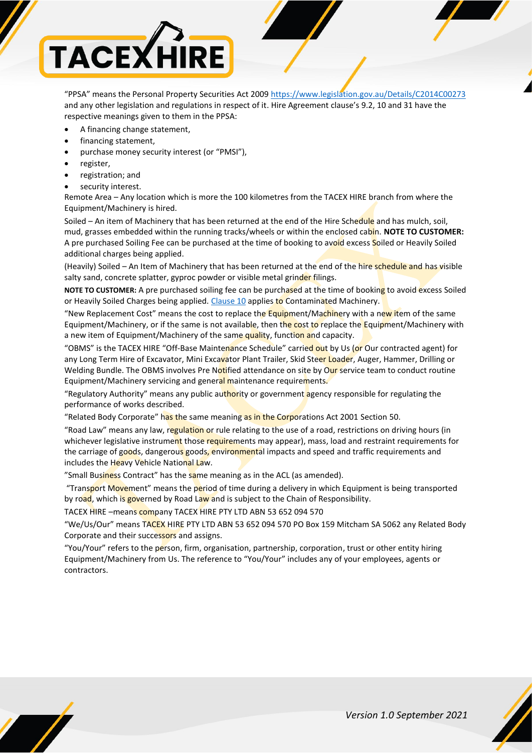"PPSA" means the Personal Property Securities Act 2009 https://www.legislation.gov.au/Details/C2014C00273 and any other legislation and regulations in respect of it. Hire Agreement clause's 9.2, 10 and 31 have the respective meanings given to them in the PPSA:

- A financing change statement,
- financing statement,
- purchase money security interest (or "PMSI"),
- register,
- registration; and
- security interest.

Remote Area – Any location which is more the 100 kilometres from the TACEX HIRE branch from where the Equipment/Machinery is hired.

Soiled – An item of Machinery that has been returned at the end of the Hire Schedule and has mulch, soil, mud, grasses embedded within the running tracks/wheels or within the enclosed cabin. **NOTE TO CUSTOMER:** A pre purchased Soiling Fee can be purchased at the time of booking to avoid excess Soiled or Heavily Soiled additional charges being applied.

(Heavily) Soiled – An Item of Machinery that has been returned at the end of the hire schedule and has visible salty sand, concrete splatter, gyproc powder or visible metal grinder filings.

**NOTE TO CUSTOMER:** A pre purchased soiling fee can be purchased at the time of booking to avoid excess Soiled or Heavily Soiled Charges being applied. Clause 10 applies to Contaminated Machinery.

"New Replacement Cost" means the cost to replace the Equipment/Machinery with a new item of the same Equipment/Machinery, or if the same is not available, then the cost to replace the Equipment/Machinery with a new item of Equipment/Machinery of the same quality, function and capacity.

"OBMS" is the TACEX HIRE "Off-Base Maintenance Schedule" carried out by Us (or Our contracted agent) for any Long Term Hire of Excavator, Mini Excavator Plant Trailer, Skid Steer Loader, Auger, Hammer, Drilling or Welding Bundle. The OBMS involves Pre Notified attendance on site by Our service team to conduct routine Equipment/Machinery servicing and general maintenance requirements.

"Regulatory Authority" means any public authority or government agency responsible for regulating the performance of works described.

"Related Body Corporate" has the same meaning as in the Corporations Act 2001 Section 50.

"Road Law" means any law, regulation or rule relating to the use of a road, restrictions on driving hours (in whichever legislative instrument those requirements may appear), mass, load and restraint requirements for the carriage of goods, dangerous goods, environmental impacts and speed and traffic requirements and includes the Heavy Vehicle National Law.

"Small Business Contract" has the same meaning as in the ACL (as amended).

"Transport Movement" means the period of time during a delivery in which Equipment is being transported by road, which is governed by Road Law and is subject to the Chain of Responsibility.

TACEX HIRE –means company TACEX HIRE PTY LTD ABN 53 652 094 570

"We/Us/Our" means TACEX HIRE PTY LTD ABN 53 652 094 570 PO Box 159 Mitcham SA 5062 any Related Body Corporate and their successors and assigns.

"You/Your" refers to the person, firm, organisation, partnership, corporation, trust or other entity hiring Equipment/Machinery from Us. The reference to "You/Your" includes any of your employees, agents or contractors.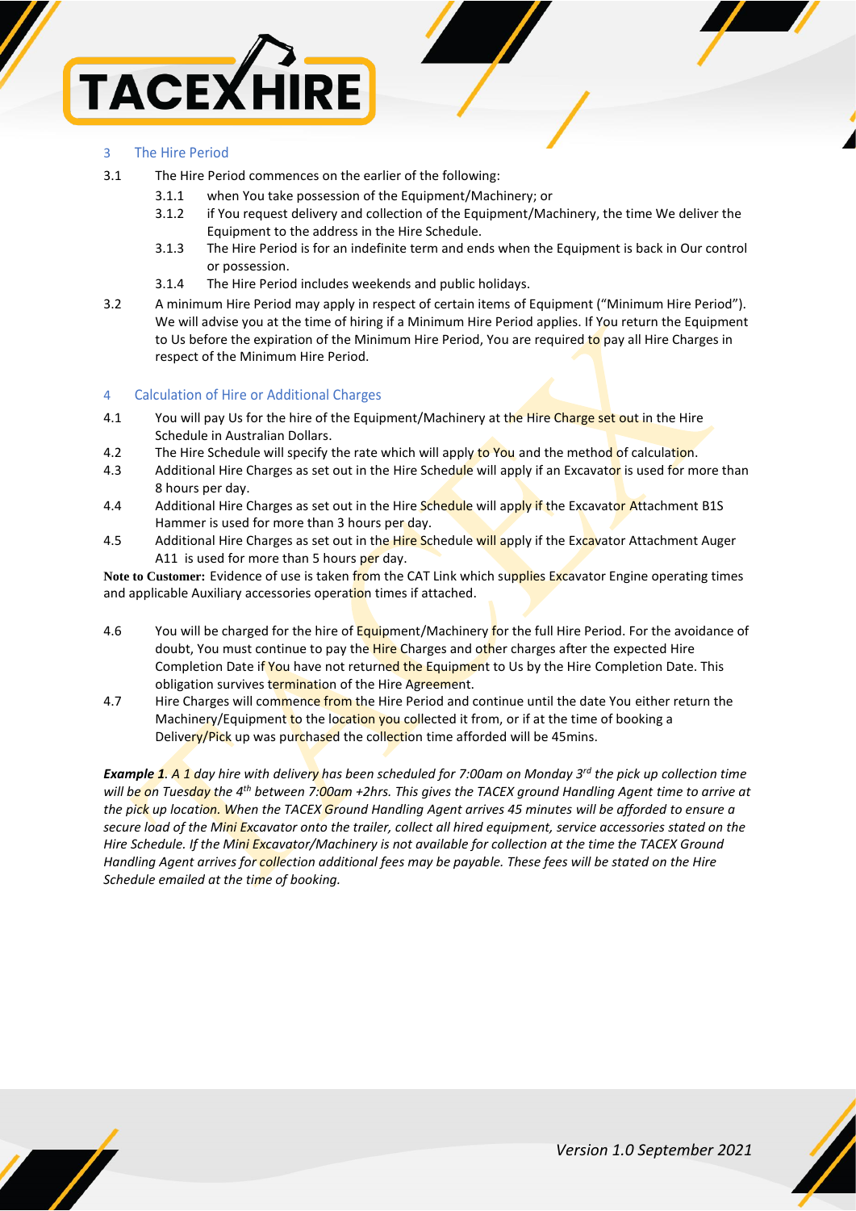## 3 The Hire Period

3.1 The Hire Period commences on the earlier of the following:

- 3.1.1 when You take possession of the Equipment/Machinery; or
- 3.1.2 if You request delivery and collection of the Equipment/Machinery, the time We deliver the Equipment to the address in the Hire Schedule.
- 3.1.3 The Hire Period is for an indefinite term and ends when the Equipment is back in Our control or possession.
- 3.1.4 The Hire Period includes weekends and public holidays.

3.2 A minimum Hire Period may apply in respect of certain items of Equipment ("Minimum Hire Period"). We will advise you at the time of hiring if a Minimum Hire Period applies. If You return the Equipment to Us before the expiration of the Minimum Hire Period, You are required to pay all Hire Charges in respect of the Minimum Hire Period.

## 4 Calculation of Hire or Additional Charges

4.1 You will pay Us for the hire of the Equipment/Machinery at the Hire Charge set out in the Hire Schedule in Australian Dollars.

4.2 The Hire Schedule will specify the rate which will apply to You and the method of calculation.

4.3 Additional Hire Charges as set out in the Hire Schedule will apply if an Excavator is used for more than 8 hours per day.

4.4 Additional Hire Charges as set out in the Hire Schedule will apply if the Excavator Attachment B1S Hammer is used for more than 3 hours per day.

4.5 Additional Hire Charges as set out in the Hire Schedule will apply if the Excavator Attachment Auger A11 is used for more than 5 hours per day.

**Note to Customer:** Evidence of use is taken from the CAT Link which supplies Excavator Engine operating times and applicable Auxiliary accessories operation times if attached.

4.6 You will be charged for the hire of Equipment/Machinery for the full Hire Period. For the avoidance of doubt, You must continue to pay the Hire Charges and other charges after the expected Hire Completion Date if You have not returned the Equipment to Us by the Hire Completion Date. This obligation survives termination of the Hire Agreement.

4.7 Hire Charges will commence from the Hire Period and continue until the date You either return the Machinery/Equipment to the location you collected it from, or if at the time of booking a Delivery/Pick up was purchased the collection time afforded will be 45mins.

***Example 1**. A 1 day hire with delivery has been scheduled for 7:00am on Monday 3rd the pick up collection time will be on Tuesday the 4th between 7:00am +2hrs. This gives the TACEX ground Handling Agent time to arrive at the pick up location. When the TACEX Ground Handling Agent arrives 45 minutes will be afforded to ensure a secure load of the Mini Excavator onto the trailer, collect all hired equipment, service accessories stated on the Hire Schedule. If the Mini Excavator/Machinery is not available for collection at the time the TACEX Ground Handling Agent arrives for collection additional fees may be payable. These fees will be stated on the Hire Schedule emailed at the time of booking.*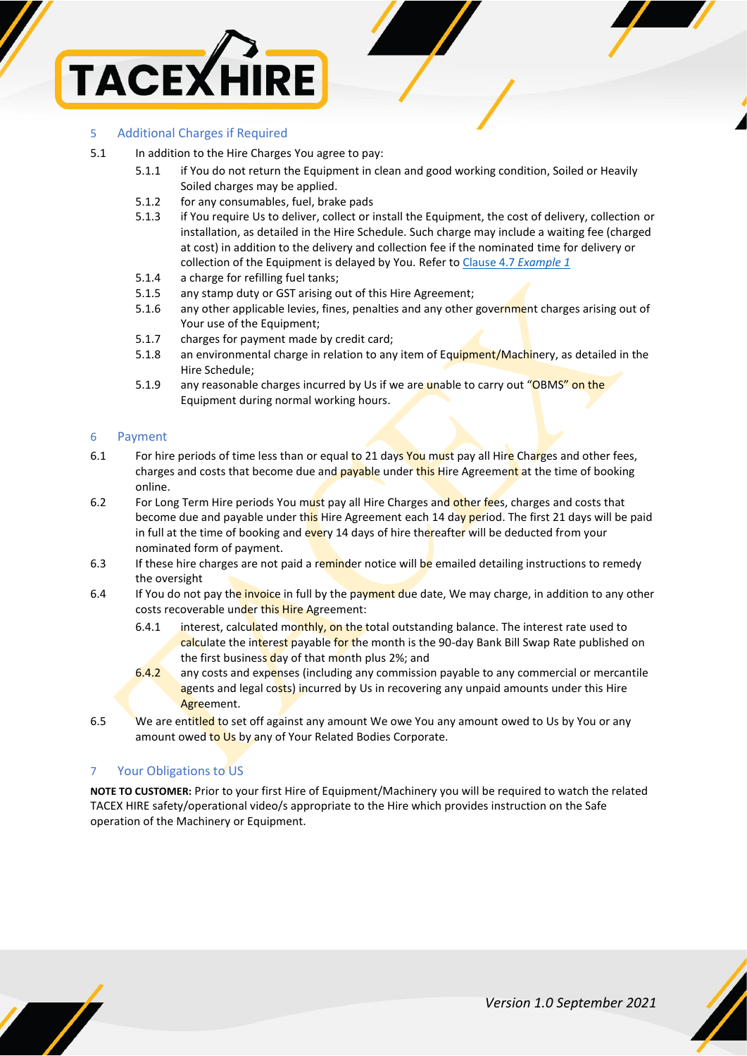## 5 Additional Charges if Required

5.1 In addition to the Hire Charges You agree to pay:

- 5.1.1 if You do not return the Equipment in clean and good working condition, Soiled or Heavily Soiled charges may be applied.
- 5.1.2 for any consumables, fuel, brake pads
- 5.1.3 if You require Us to deliver, collect or install the Equipment, the cost of delivery, collection or installation, as detailed in the Hire Schedule. Such charge may include a waiting fee (charged at cost) in addition to the delivery and collection fee if the nominated time for delivery or collection of the Equipment is delayed by You. Refer to Clause 4.7 *Example 1*
- 5.1.4 a charge for refilling fuel tanks;
- 5.1.5 any stamp duty or GST arising out of this Hire Agreement;
- 5.1.6 any other applicable levies, fines, penalties and any other government charges arising out of Your use of the Equipment;
- 5.1.7 charges for payment made by credit card;
- 5.1.8 an environmental charge in relation to any item of Equipment/Machinery, as detailed in the Hire Schedule;
- 5.1.9 any reasonable charges incurred by Us if we are unable to carry out "OBMS" on the Equipment during normal working hours.

## 6 Payment

6.1 For hire periods of time less than or equal to 21 days You must pay all Hire Charges and other fees, charges and costs that become due and payable under this Hire Agreement at the time of booking online.

6.2 For Long Term Hire periods You must pay all Hire Charges and other fees, charges and costs that become due and payable under this Hire Agreement each 14 day period. The first 21 days will be paid in full at the time of booking and every 14 days of hire thereafter will be deducted from your nominated form of payment.

6.3 If these hire charges are not paid a reminder notice will be emailed detailing instructions to remedy the oversight

6.4 If You do not pay the invoice in full by the payment due date, We may charge, in addition to any other costs recoverable under this Hire Agreement:

- 6.4.1 interest, calculated monthly, on the total outstanding balance. The interest rate used to calculate the interest payable for the month is the 90-day Bank Bill Swap Rate published on the first business day of that month plus 2%; and
- 6.4.2 any costs and expenses (including any commission payable to any commercial or mercantile agents and legal costs) incurred by Us in recovering any unpaid amounts under this Hire Agreement.

6.5 We are entitled to set off against any amount We owe You any amount owed to Us by You or any amount owed to Us by any of Your Related Bodies Corporate.

## 7 Your Obligations to US

**NOTE TO CUSTOMER:** Prior to your first Hire of Equipment/Machinery you will be required to watch the related TACEX HIRE safety/operational video/s appropriate to the Hire which provides instruction on the Safe operation of the Machinery or Equipment.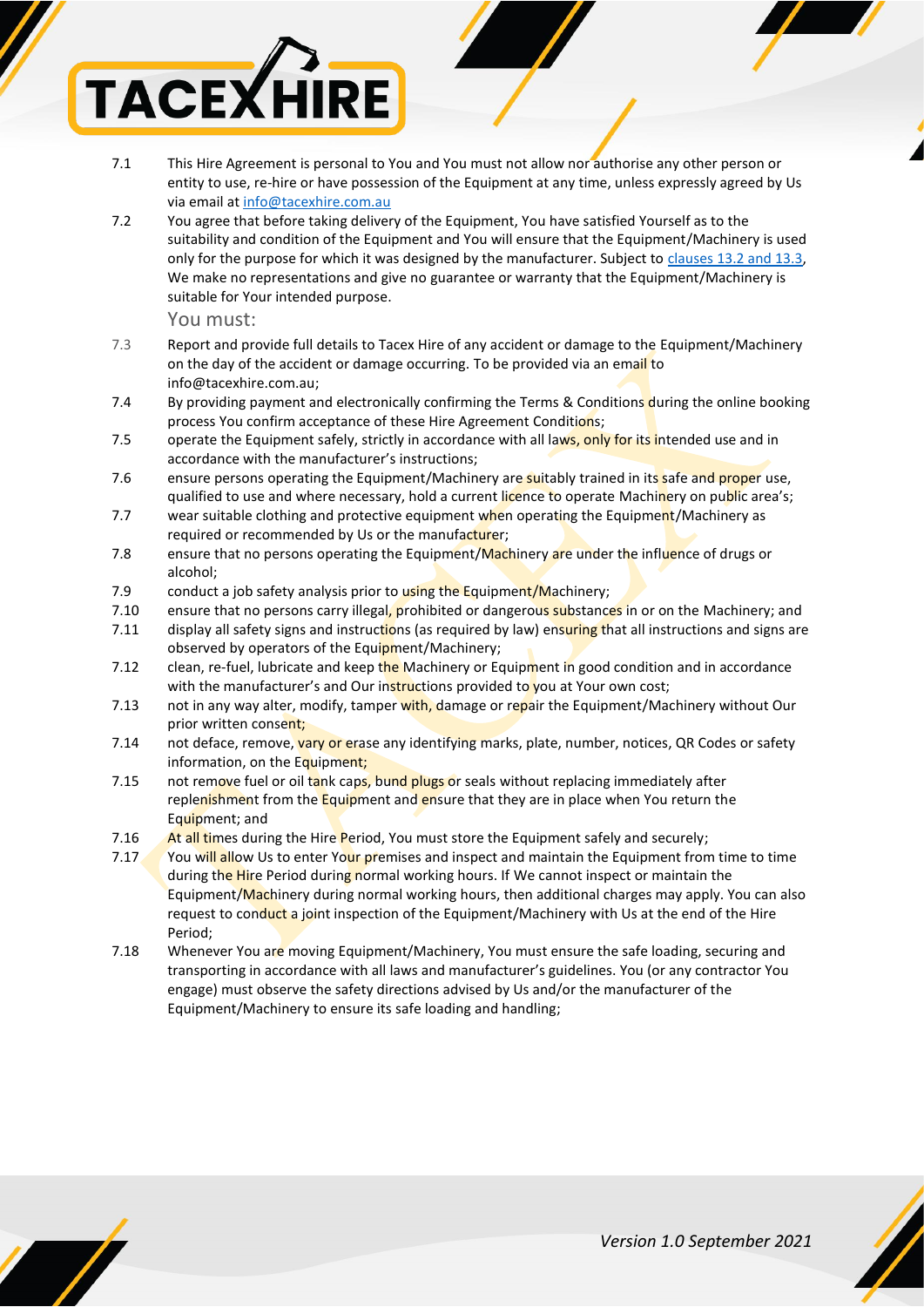7.1 This Hire Agreement is personal to You and You must not allow nor authorise any other person or entity to use, re-hire or have possession of the Equipment at any time, unless expressly agreed by Us via email at info@tacexhire.com.au

7.2 You agree that before taking delivery of the Equipment, You have satisfied Yourself as to the suitability and condition of the Equipment and You will ensure that the Equipment/Machinery is used only for the purpose for which it was designed by the manufacturer. Subject to clauses 13.2 and 13.3, We make no representations and give no guarantee or warranty that the Equipment/Machinery is suitable for Your intended purpose.

You must:

7.3 Report and provide full details to Tacex Hire of any accident or damage to the Equipment/Machinery on the day of the accident or damage occurring. To be provided via an email to info@tacexhire.com.au;

7.4 By providing payment and electronically confirming the Terms & Conditions during the online booking process You confirm acceptance of these Hire Agreement Conditions;

7.5 operate the Equipment safely, strictly in accordance with all laws, only for its intended use and in accordance with the manufacturer's instructions;

7.6 ensure persons operating the Equipment/Machinery are suitably trained in its safe and proper use, qualified to use and where necessary, hold a current licence to operate Machinery on public area's;

7.7 wear suitable clothing and protective equipment when operating the Equipment/Machinery as required or recommended by Us or the manufacturer;

7.8 ensure that no persons operating the Equipment/Machinery are under the influence of drugs or alcohol;

7.9 conduct a job safety analysis prior to using the Equipment/Machinery;

7.10 ensure that no persons carry illegal, prohibited or dangerous substances in or on the Machinery; and

7.11 display all safety signs and instructions (as required by law) ensuring that all instructions and signs are observed by operators of the Equipment/Machinery;

7.12 clean, re-fuel, lubricate and keep the Machinery or Equipment in good condition and in accordance with the manufacturer's and Our instructions provided to you at Your own cost;

7.13 not in any way alter, modify, tamper with, damage or repair the Equipment/Machinery without Our prior written consent;

7.14 not deface, remove, vary or erase any identifying marks, plate, number, notices, QR Codes or safety information, on the Equipment;

7.15 not remove fuel or oil tank caps, bund plugs or seals without replacing immediately after replenishment from the Equipment and ensure that they are in place when You return the Equipment; and

7.16 At all times during the Hire Period, You must store the Equipment safely and securely;

7.17 You will allow Us to enter Your premises and inspect and maintain the Equipment from time to time during the Hire Period during normal working hours. If We cannot inspect or maintain the Equipment/Machinery during normal working hours, then additional charges may apply. You can also request to conduct a joint inspection of the Equipment/Machinery with Us at the end of the Hire Period;

7.18 Whenever You are moving Equipment/Machinery, You must ensure the safe loading, securing and transporting in accordance with all laws and manufacturer's guidelines. You (or any contractor You engage) must observe the safety directions advised by Us and/or the manufacturer of the Equipment/Machinery to ensure its safe loading and handling;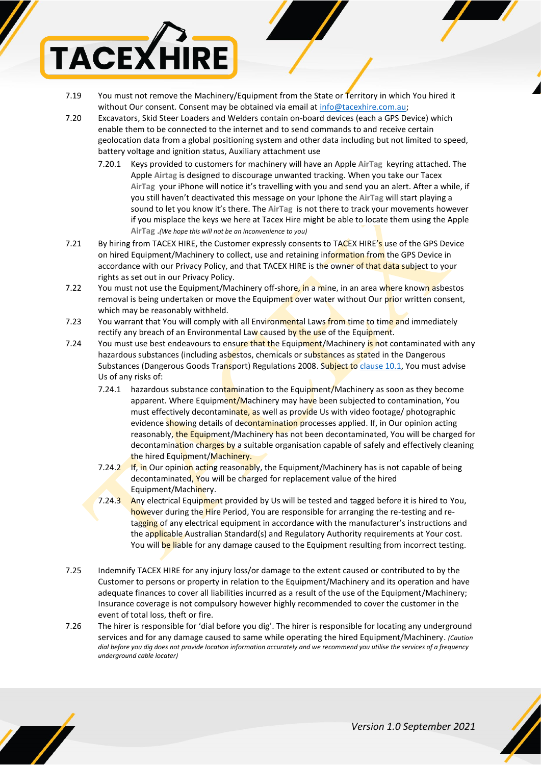7.19 You must not remove the Machinery/Equipment from the State or Territory in which You hired it without Our consent. Consent may be obtained via email at info@tacexhire.com.au;

7.20 Excavators, Skid Steer Loaders and Welders contain on-board devices (each a GPS Device) which enable them to be connected to the internet and to send commands to and receive certain geolocation data from a global positioning system and other data including but not limited to speed, battery voltage and ignition status, Auxiliary attachment use

7.20.1 Keys provided to customers for machinery will have an Apple **AirTag** keyring attached. The Apple **Airtag** is designed to discourage unwanted tracking. When you take our Tacex **AirTag** your iPhone will notice it's travelling with you and send you an alert. After a while, if you still haven't deactivated this message on your Iphone the **AirTag** will start playing a sound to let you know it's there. The **AirTag** is not there to track your movements however if you misplace the keys we here at Tacex Hire might be able to locate them using the Apple **AirTag** .*(We hope this will not be an inconvenience to you)*

7.21 By hiring from TACEX HIRE, the Customer expressly consents to TACEX HIRE's use of the GPS Device on hired Equipment/Machinery to collect, use and retaining information from the GPS Device in accordance with our Privacy Policy, and that TACEX HIRE is the owner of that data subject to your rights as set out in our Privacy Policy.

7.22 You must not use the Equipment/Machinery off-shore, in a mine, in an area where known asbestos removal is being undertaken or move the Equipment over water without Our prior written consent, which may be reasonably withheld.

7.23 You warrant that You will comply with all Environmental Laws from time to time and immediately rectify any breach of an Environmental Law caused by the use of the Equipment.

7.24 You must use best endeavours to ensure that the Equipment/Machinery is not contaminated with any hazardous substances (including asbestos, chemicals or substances as stated in the Dangerous Substances (Dangerous Goods Transport) Regulations 2008. Subject to clause 10.1, You must advise Us of any risks of:

7.24.1 hazardous substance contamination to the Equipment/Machinery as soon as they become apparent. Where Equipment/Machinery may have been subjected to contamination, You must effectively decontaminate, as well as provide Us with video footage/ photographic evidence showing details of decontamination processes applied. If, in Our opinion acting reasonably, the Equipment/Machinery has not been decontaminated, You will be charged for decontamination charges by a suitable organisation capable of safely and effectively cleaning the hired Equipment/Machinery.

7.24.2 If, in Our opinion acting reasonably, the Equipment/Machinery has is not capable of being decontaminated, You will be charged for replacement value of the hired Equipment/Machinery.

7.24.3 Any electrical Equipment provided by Us will be tested and tagged before it is hired to You, however during the Hire Period, You are responsible for arranging the re-testing and re-tagging of any electrical equipment in accordance with the manufacturer's instructions and the applicable Australian Standard(s) and Regulatory Authority requirements at Your cost. You will be liable for any damage caused to the Equipment resulting from incorrect testing.

7.25 Indemnify TACEX HIRE for any injury loss/or damage to the extent caused or contributed to by the Customer to persons or property in relation to the Equipment/Machinery and its operation and have adequate finances to cover all liabilities incurred as a result of the use of the Equipment/Machinery; Insurance coverage is not compulsory however highly recommended to cover the customer in the event of total loss, theft or fire.

7.26 The hirer is responsible for 'dial before you dig'. The hirer is responsible for locating any underground services and for any damage caused to same while operating the hired Equipment/Machinery. *(Caution dial before you dig does not provide location information accurately and we recommend you utilise the services of a frequency underground cable locater)*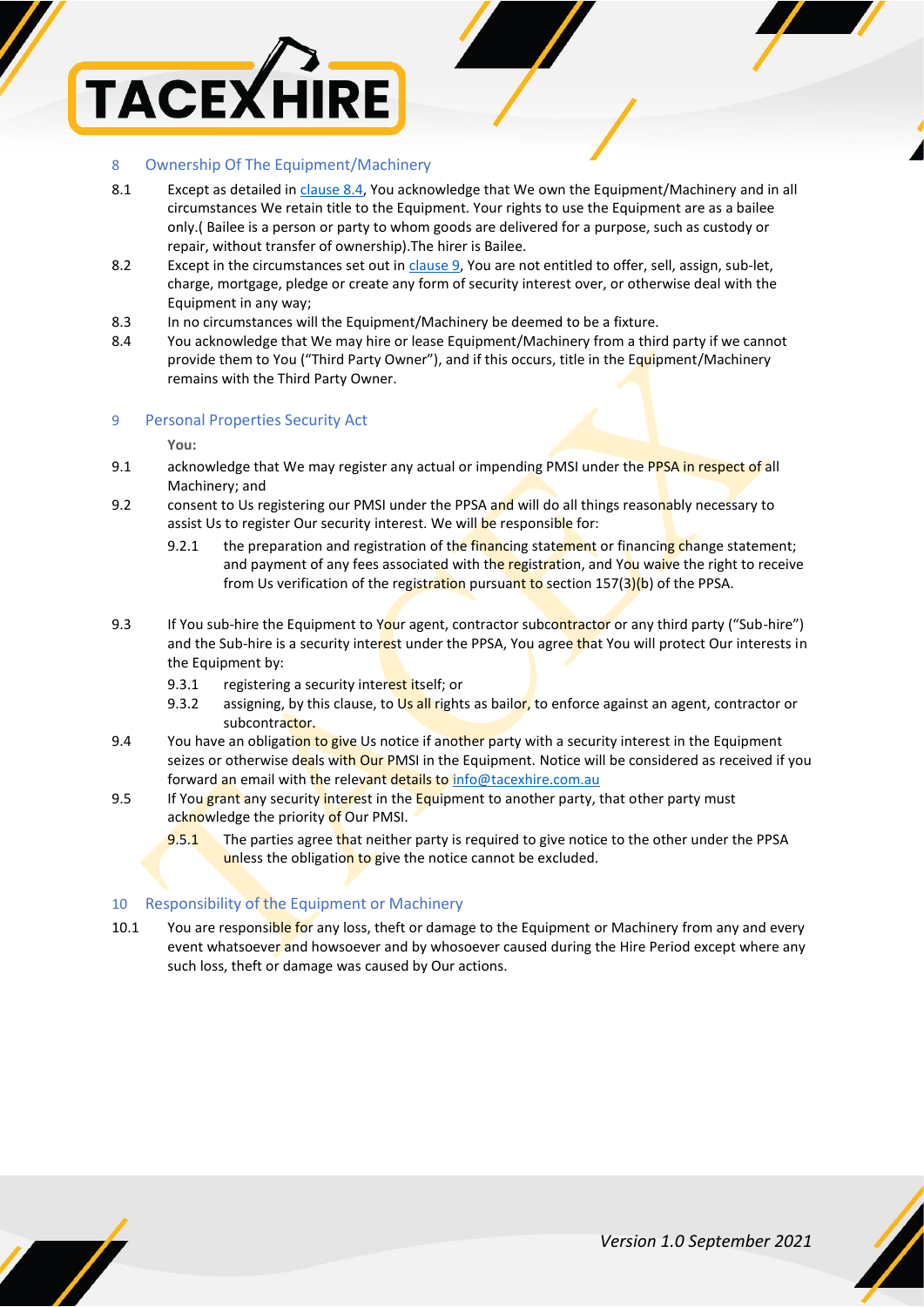## 8 Ownership Of The Equipment/Machinery

8.1 Except as detailed in clause 8.4, You acknowledge that We own the Equipment/Machinery and in all circumstances We retain title to the Equipment. Your rights to use the Equipment are as a bailee only.( Bailee is a person or party to whom goods are delivered for a purpose, such as custody or repair, without transfer of ownership).The hirer is Bailee.

8.2 Except in the circumstances set out in clause 9, You are not entitled to offer, sell, assign, sub-let, charge, mortgage, pledge or create any form of security interest over, or otherwise deal with the Equipment in any way;

8.3 In no circumstances will the Equipment/Machinery be deemed to be a fixture.

8.4 You acknowledge that We may hire or lease Equipment/Machinery from a third party if we cannot provide them to You ("Third Party Owner"), and if this occurs, title in the Equipment/Machinery remains with the Third Party Owner.

## 9 Personal Properties Security Act

**You:**

9.1 acknowledge that We may register any actual or impending PMSI under the PPSA in respect of all Machinery; and

9.2 consent to Us registering our PMSI under the PPSA and will do all things reasonably necessary to assist Us to register Our security interest. We will be responsible for:

9.2.1 the preparation and registration of the financing statement or financing change statement; and payment of any fees associated with the registration, and You waive the right to receive from Us verification of the registration pursuant to section 157(3)(b) of the PPSA.

9.3 If You sub-hire the Equipment to Your agent, contractor subcontractor or any third party ("Sub-hire") and the Sub-hire is a security interest under the PPSA, You agree that You will protect Our interests in the Equipment by:

9.3.1 registering a security interest itself; or

9.3.2 assigning, by this clause, to Us all rights as bailor, to enforce against an agent, contractor or subcontractor.

9.4 You have an obligation to give Us notice if another party with a security interest in the Equipment seizes or otherwise deals with Our PMSI in the Equipment. Notice will be considered as received if you forward an email with the relevant details to info@tacexhire.com.au

9.5 If You grant any security interest in the Equipment to another party, that other party must acknowledge the priority of Our PMSI.

9.5.1 The parties agree that neither party is required to give notice to the other under the PPSA unless the obligation to give the notice cannot be excluded.

## 10 Responsibility of the Equipment or Machinery

10.1 You are responsible for any loss, theft or damage to the Equipment or Machinery from any and every event whatsoever and howsoever and by whosoever caused during the Hire Period except where any such loss, theft or damage was caused by Our actions.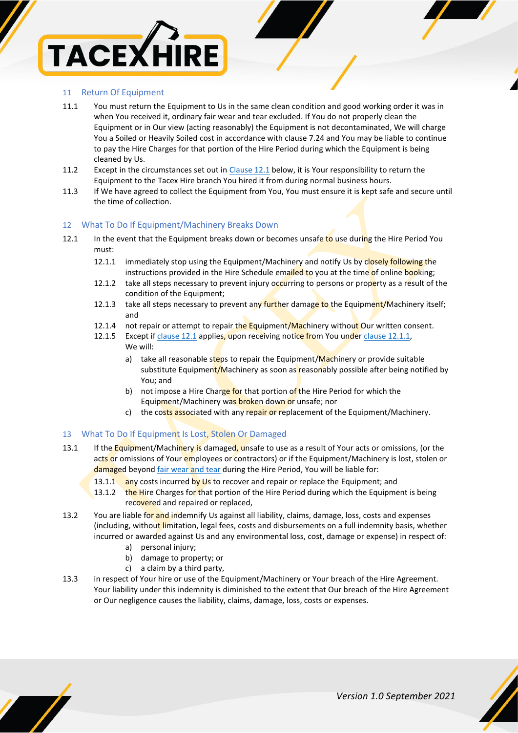## 11 Return Of Equipment

11.1 You must return the Equipment to Us in the same clean condition and good working order it was in when You received it, ordinary fair wear and tear excluded. If You do not properly clean the Equipment or in Our view (acting reasonably) the Equipment is not decontaminated, We will charge You a Soiled or Heavily Soiled cost in accordance with clause 7.24 and You may be liable to continue to pay the Hire Charges for that portion of the Hire Period during which the Equipment is being cleaned by Us.

11.2 Except in the circumstances set out in Clause 12.1 below, it is Your responsibility to return the Equipment to the Tacex Hire branch You hired it from during normal business hours.

11.3 If We have agreed to collect the Equipment from You, You must ensure it is kept safe and secure until the time of collection.

## 12 What To Do If Equipment/Machinery Breaks Down

12.1 In the event that the Equipment breaks down or becomes unsafe to use during the Hire Period You must:

12.1.1 immediately stop using the Equipment/Machinery and notify Us by closely following the instructions provided in the Hire Schedule emailed to you at the time of online booking;

12.1.2 take all steps necessary to prevent injury occurring to persons or property as a result of the condition of the Equipment;

12.1.3 take all steps necessary to prevent any further damage to the Equipment/Machinery itself; and

12.1.4 not repair or attempt to repair the Equipment/Machinery without Our written consent.

12.1.5 Except if clause 12.1 applies, upon receiving notice from You under clause 12.1.1, We will:

a) take all reasonable steps to repair the Equipment/Machinery or provide suitable substitute Equipment/Machinery as soon as reasonably possible after being notified by You; and

b) not impose a Hire Charge for that portion of the Hire Period for which the Equipment/Machinery was broken down or unsafe; nor

c) the costs associated with any repair or replacement of the Equipment/Machinery.

## 13 What To Do If Equipment Is Lost, Stolen Or Damaged

13.1 If the Equipment/Machinery is damaged, unsafe to use as a result of Your acts or omissions, (or the acts or omissions of Your employees or contractors) or if the Equipment/Machinery is lost, stolen or damaged beyond fair wear and tear during the Hire Period, You will be liable for:

13.1.1 any costs incurred by Us to recover and repair or replace the Equipment; and

13.1.2 the Hire Charges for that portion of the Hire Period during which the Equipment is being recovered and repaired or replaced,

13.2 You are liable for and indemnify Us against all liability, claims, damage, loss, costs and expenses (including, without limitation, legal fees, costs and disbursements on a full indemnity basis, whether incurred or awarded against Us and any environmental loss, cost, damage or expense) in respect of:

a) personal injury;

b) damage to property; or

c) a claim by a third party,

13.3 in respect of Your hire or use of the Equipment/Machinery or Your breach of the Hire Agreement. Your liability under this indemnity is diminished to the extent that Our breach of the Hire Agreement or Our negligence causes the liability, claims, damage, loss, costs or expenses.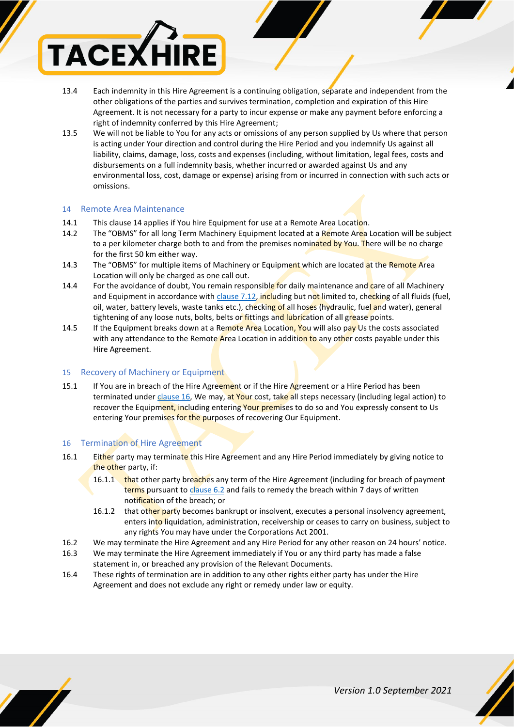13.4 Each indemnity in this Hire Agreement is a continuing obligation, separate and independent from the other obligations of the parties and survives termination, completion and expiration of this Hire Agreement. It is not necessary for a party to incur expense or make any payment before enforcing a right of indemnity conferred by this Hire Agreement;

13.5 We will not be liable to You for any acts or omissions of any person supplied by Us where that person is acting under Your direction and control during the Hire Period and you indemnify Us against all liability, claims, damage, loss, costs and expenses (including, without limitation, legal fees, costs and disbursements on a full indemnity basis, whether incurred or awarded against Us and any environmental loss, cost, damage or expense) arising from or incurred in connection with such acts or omissions.

## 14 Remote Area Maintenance

14.1 This clause 14 applies if You hire Equipment for use at a Remote Area Location.

14.2 The "OBMS" for all long Term Machinery Equipment located at a Remote Area Location will be subject to a per kilometer charge both to and from the premises nominated by You. There will be no charge for the first 50 km either way.

14.3 The "OBMS" for multiple items of Machinery or Equipment which are located at the Remote Area Location will only be charged as one call out.

14.4 For the avoidance of doubt, You remain responsible for daily maintenance and care of all Machinery and Equipment in accordance with clause 7.12, including but not limited to, checking of all fluids (fuel, oil, water, battery levels, waste tanks etc.), checking of all hoses (hydraulic, fuel and water), general tightening of any loose nuts, bolts, belts or fittings and lubrication of all grease points.

14.5 If the Equipment breaks down at a Remote Area Location, You will also pay Us the costs associated with any attendance to the Remote Area Location in addition to any other costs payable under this Hire Agreement.

## 15 Recovery of Machinery or Equipment

15.1 If You are in breach of the Hire Agreement or if the Hire Agreement or a Hire Period has been terminated under clause 16, We may, at Your cost, take all steps necessary (including legal action) to recover the Equipment, including entering Your premises to do so and You expressly consent to Us entering Your premises for the purposes of recovering Our Equipment.

## 16 Termination of Hire Agreement

16.1 Either party may terminate this Hire Agreement and any Hire Period immediately by giving notice to the other party, if:

- 16.1.1 that other party breaches any term of the Hire Agreement (including for breach of payment terms pursuant to clause 6.2 and fails to remedy the breach within 7 days of written notification of the breach; or
- 16.1.2 that other party becomes bankrupt or insolvent, executes a personal insolvency agreement, enters into liquidation, administration, receivership or ceases to carry on business, subject to any rights You may have under the Corporations Act 2001.

16.2 We may terminate the Hire Agreement and any Hire Period for any other reason on 24 hours' notice.

16.3 We may terminate the Hire Agreement immediately if You or any third party has made a false statement in, or breached any provision of the Relevant Documents.

16.4 These rights of termination are in addition to any other rights either party has under the Hire Agreement and does not exclude any right or remedy under law or equity.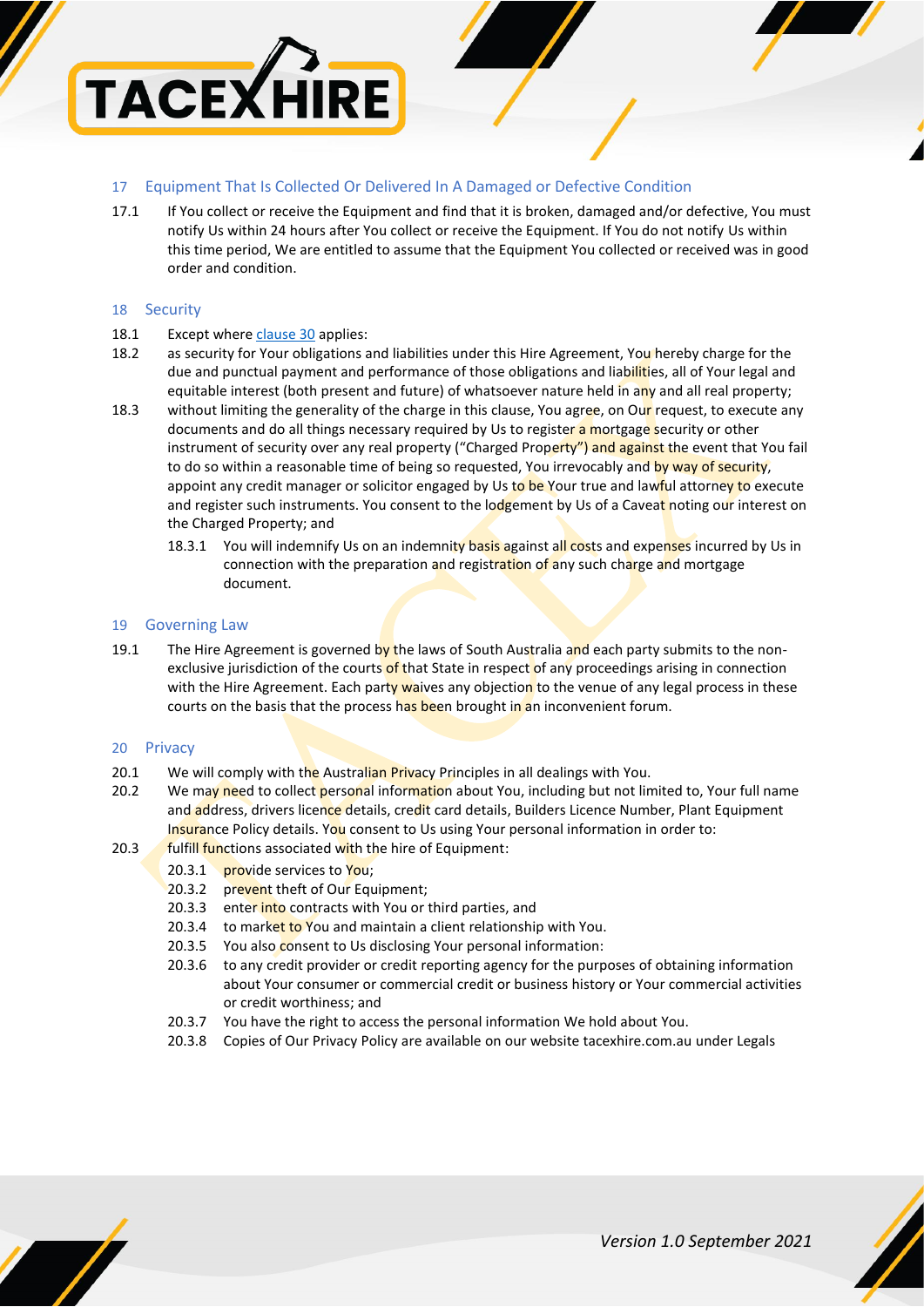## 17 Equipment That Is Collected Or Delivered In A Damaged or Defective Condition

17.1 If You collect or receive the Equipment and find that it is broken, damaged and/or defective, You must notify Us within 24 hours after You collect or receive the Equipment. If You do not notify Us within this time period, We are entitled to assume that the Equipment You collected or received was in good order and condition.

## 18 Security

18.1 Except where clause 30 applies:

18.2 as security for Your obligations and liabilities under this Hire Agreement, You hereby charge for the due and punctual payment and performance of those obligations and liabilities, all of Your legal and equitable interest (both present and future) of whatsoever nature held in any and all real property;

18.3 without limiting the generality of the charge in this clause, You agree, on Our request, to execute any documents and do all things necessary required by Us to register a mortgage security or other instrument of security over any real property ("Charged Property") and against the event that You fail to do so within a reasonable time of being so requested, You irrevocably and by way of security, appoint any credit manager or solicitor engaged by Us to be Your true and lawful attorney to execute and register such instruments. You consent to the lodgement by Us of a Caveat noting our interest on the Charged Property; and

- 18.3.1 You will indemnify Us on an indemnity basis against all costs and expenses incurred by Us in connection with the preparation and registration of any such charge and mortgage document.

## 19 Governing Law

19.1 The Hire Agreement is governed by the laws of South Australia and each party submits to the non-exclusive jurisdiction of the courts of that State in respect of any proceedings arising in connection with the Hire Agreement. Each party waives any objection to the venue of any legal process in these courts on the basis that the process has been brought in an inconvenient forum.

## 20 Privacy

20.1 We will comply with the Australian Privacy Principles in all dealings with You.

20.2 We may need to collect personal information about You, including but not limited to, Your full name and address, drivers licence details, credit card details, Builders Licence Number, Plant Equipment Insurance Policy details. You consent to Us using Your personal information in order to:

20.3 fulfill functions associated with the hire of Equipment:

- 20.3.1 provide services to You;
- 20.3.2 prevent theft of Our Equipment;
- 20.3.3 enter into contracts with You or third parties, and
- 20.3.4 to market to You and maintain a client relationship with You.
- 20.3.5 You also consent to Us disclosing Your personal information:
- 20.3.6 to any credit provider or credit reporting agency for the purposes of obtaining information about Your consumer or commercial credit or business history or Your commercial activities or credit worthiness; and
- 20.3.7 You have the right to access the personal information We hold about You.
- 20.3.8 Copies of Our Privacy Policy are available on our website tacexhire.com.au under Legals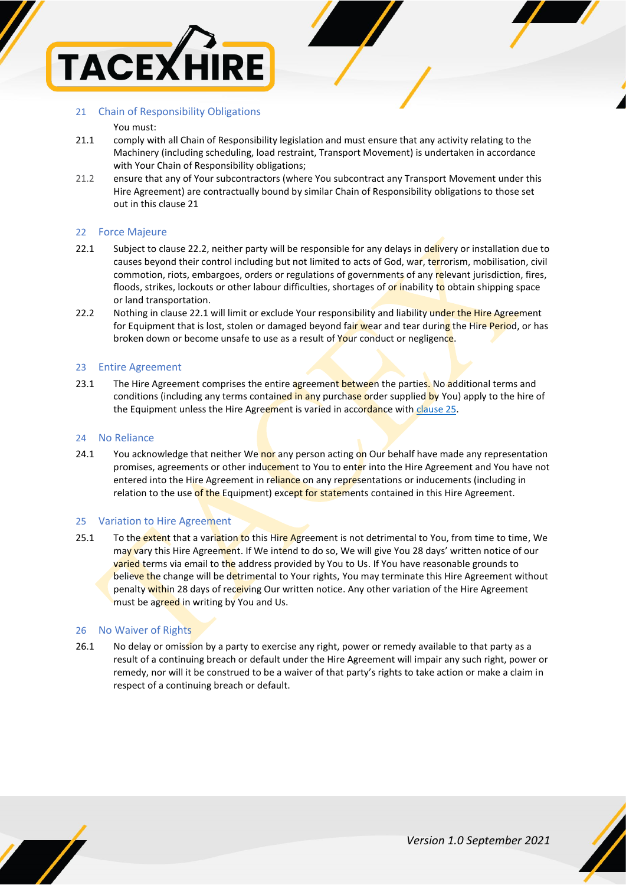## 21 Chain of Responsibility Obligations

You must:

21.1 comply with all Chain of Responsibility legislation and must ensure that any activity relating to the Machinery (including scheduling, load restraint, Transport Movement) is undertaken in accordance with Your Chain of Responsibility obligations;

21.2 ensure that any of Your subcontractors (where You subcontract any Transport Movement under this Hire Agreement) are contractually bound by similar Chain of Responsibility obligations to those set out in this clause 21

## 22 Force Majeure

22.1 Subject to clause 22.2, neither party will be responsible for any delays in delivery or installation due to causes beyond their control including but not limited to acts of God, war, terrorism, mobilisation, civil commotion, riots, embargoes, orders or regulations of governments of any relevant jurisdiction, fires, floods, strikes, lockouts or other labour difficulties, shortages of or inability to obtain shipping space or land transportation.

22.2 Nothing in clause 22.1 will limit or exclude Your responsibility and liability under the Hire Agreement for Equipment that is lost, stolen or damaged beyond fair wear and tear during the Hire Period, or has broken down or become unsafe to use as a result of Your conduct or negligence.

## 23 Entire Agreement

23.1 The Hire Agreement comprises the entire agreement between the parties. No additional terms and conditions (including any terms contained in any purchase order supplied by You) apply to the hire of the Equipment unless the Hire Agreement is varied in accordance with clause 25.

## 24 No Reliance

24.1 You acknowledge that neither We nor any person acting on Our behalf have made any representation promises, agreements or other inducement to You to enter into the Hire Agreement and You have not entered into the Hire Agreement in reliance on any representations or inducements (including in relation to the use of the Equipment) except for statements contained in this Hire Agreement.

## 25 Variation to Hire Agreement

25.1 To the extent that a variation to this Hire Agreement is not detrimental to You, from time to time, We may vary this Hire Agreement. If We intend to do so, We will give You 28 days' written notice of our varied terms via email to the address provided by You to Us. If You have reasonable grounds to believe the change will be detrimental to Your rights, You may terminate this Hire Agreement without penalty within 28 days of receiving Our written notice. Any other variation of the Hire Agreement must be agreed in writing by You and Us.

## 26 No Waiver of Rights

26.1 No delay or omission by a party to exercise any right, power or remedy available to that party as a result of a continuing breach or default under the Hire Agreement will impair any such right, power or remedy, nor will it be construed to be a waiver of that party's rights to take action or make a claim in respect of a continuing breach or default.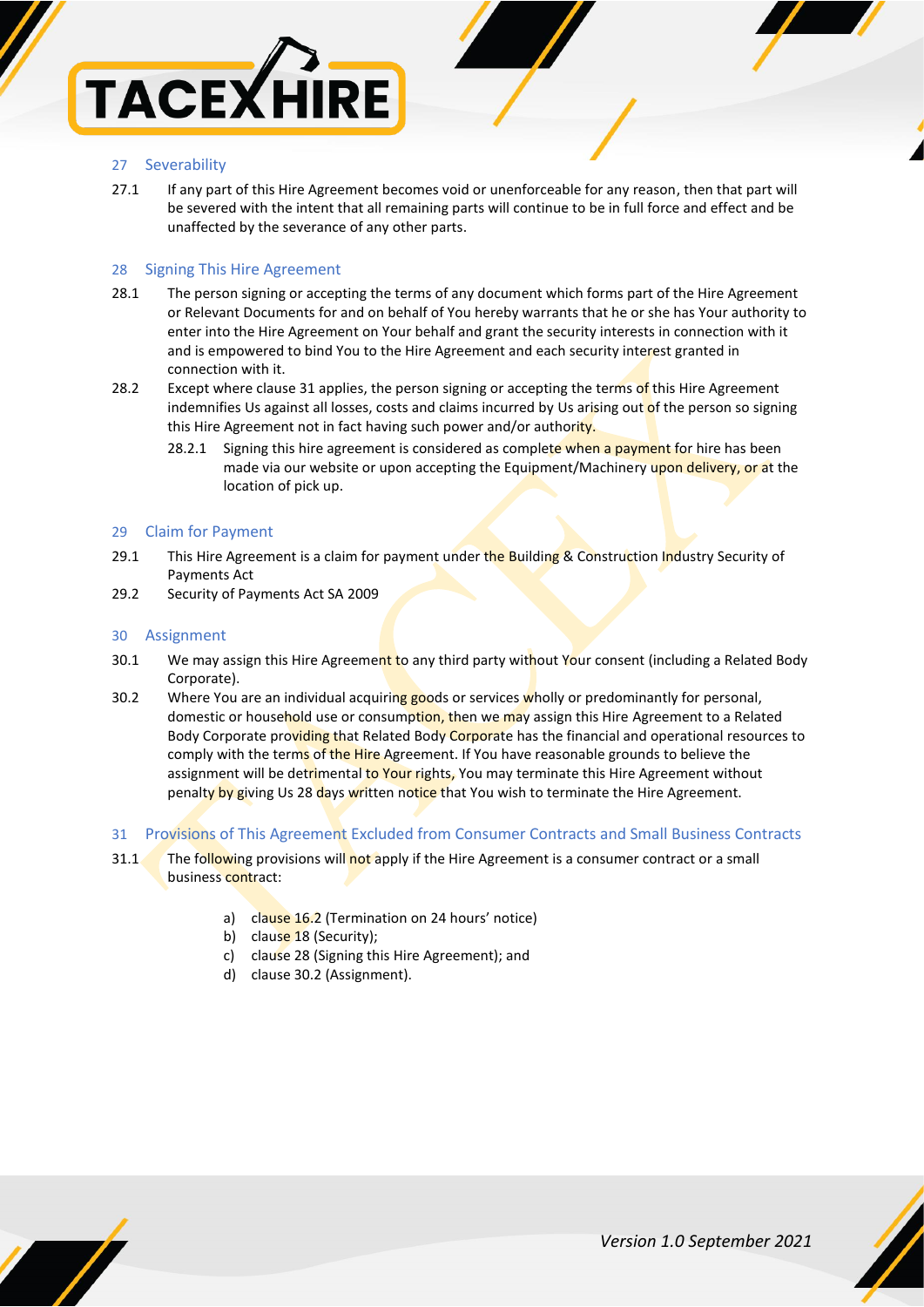## 27 Severability

27.1 If any part of this Hire Agreement becomes void or unenforceable for any reason, then that part will be severed with the intent that all remaining parts will continue to be in full force and effect and be unaffected by the severance of any other parts.

## 28 Signing This Hire Agreement

28.1 The person signing or accepting the terms of any document which forms part of the Hire Agreement or Relevant Documents for and on behalf of You hereby warrants that he or she has Your authority to enter into the Hire Agreement on Your behalf and grant the security interests in connection with it and is empowered to bind You to the Hire Agreement and each security interest granted in connection with it.

28.2 Except where clause 31 applies, the person signing or accepting the terms of this Hire Agreement indemnifies Us against all losses, costs and claims incurred by Us arising out of the person so signing this Hire Agreement not in fact having such power and/or authority.

28.2.1 Signing this hire agreement is considered as complete when a payment for hire has been made via our website or upon accepting the Equipment/Machinery upon delivery, or at the location of pick up.

## 29 Claim for Payment

29.1 This Hire Agreement is a claim for payment under the Building & Construction Industry Security of Payments Act

29.2 Security of Payments Act SA 2009

## 30 Assignment

30.1 We may assign this Hire Agreement to any third party without Your consent (including a Related Body Corporate).

30.2 Where You are an individual acquiring goods or services wholly or predominantly for personal, domestic or household use or consumption, then we may assign this Hire Agreement to a Related Body Corporate providing that Related Body Corporate has the financial and operational resources to comply with the terms of the Hire Agreement. If You have reasonable grounds to believe the assignment will be detrimental to Your rights, You may terminate this Hire Agreement without penalty by giving Us 28 days written notice that You wish to terminate the Hire Agreement.

## 31 Provisions of This Agreement Excluded from Consumer Contracts and Small Business Contracts

31.1 The following provisions will not apply if the Hire Agreement is a consumer contract or a small business contract:

a) clause 16.2 (Termination on 24 hours' notice)
b) clause 18 (Security);
c) clause 28 (Signing this Hire Agreement); and
d) clause 30.2 (Assignment).